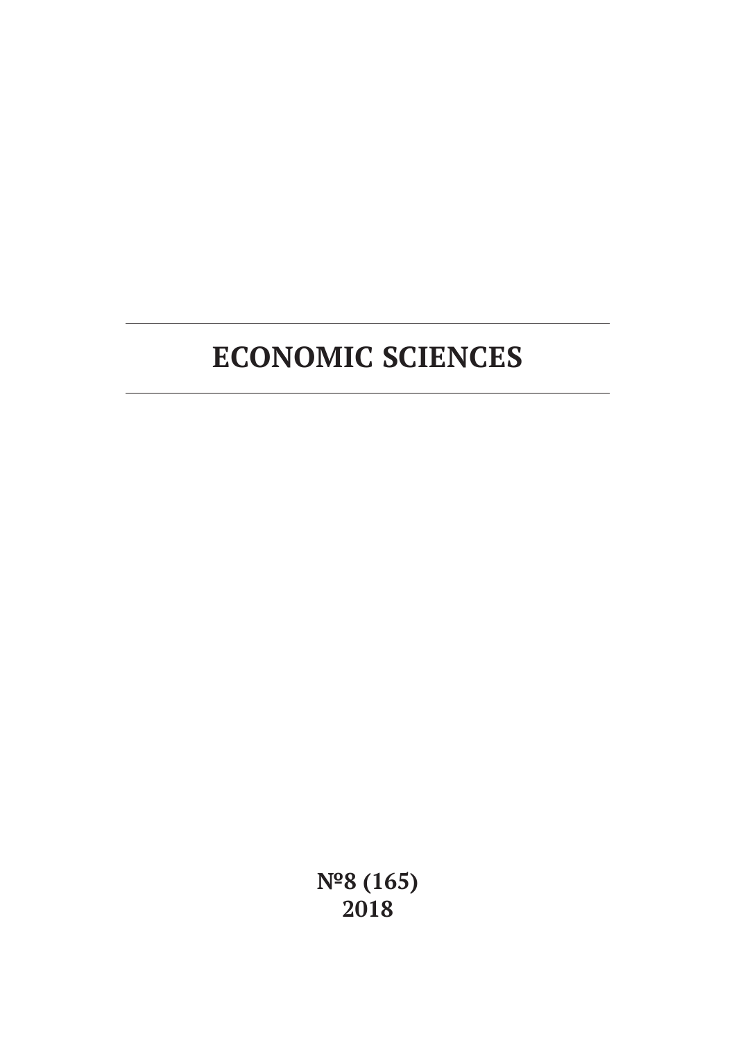# ECONOMIC SCIENCES

**№8 (165)**
**2018**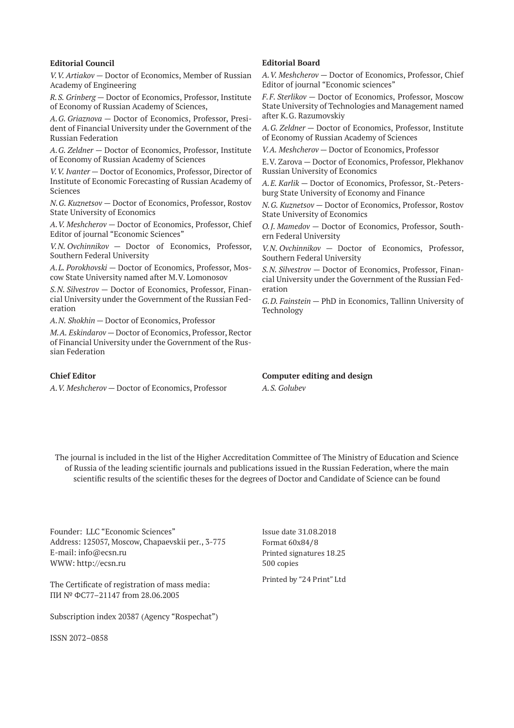**Editorial Council**

*V. V. Artiakov* — Doctor of Economics, Member of Russian Academy of Engineering

*R. S. Grinberg* — Doctor of Economics, Professor, Institute of Economy of Russian Academy of Sciences,

*A. G. Griaznova* — Doctor of Economics, Professor, President of Financial University under the Government of the Russian Federation

*A. G. Zeldner* — Doctor of Economics, Professor, Institute of Economy of Russian Academy of Sciences

*V. V. Ivanter* — Doctor of Economics, Professor, Director of Institute of Economic Forecasting of Russian Academy of Sciences

*N. G. Kuznetsov* — Doctor of Economics, Professor, Rostov State University of Economics

*A. V. Meshcherov* — Doctor of Economics, Professor, Chief Editor of journal "Economic Sciences"

*V. N. Ovchinnikov* — Doctor of Economics, Professor, Southern Federal University

*A. L. Porokhovski* — Doctor of Economics, Professor, Moscow State University named after M. V. Lomonosov

*S. N. Silvestrov* — Doctor of Economics, Professor, Financial University under the Government of the Russian Federation

*A. N. Shokhin* — Doctor of Economics, Professor

*M. A. Eskindarov* — Doctor of Economics, Professor, Rector of Financial University under the Government of the Russian Federation

**Editorial Board**

*A. V. Meshcherov* — Doctor of Economics, Professor, Chief Editor of journal "Economic sciences"

*F. F. Sterlikov* — Doctor of Economics, Professor, Moscow State University of Technologies and Management named after K. G. Razumovskiy

*A. G. Zeldner* — Doctor of Economics, Professor, Institute of Economy of Russian Academy of Sciences

*V. A. Meshcherov* — Doctor of Economics, Professor

E. V. Zarova — Doctor of Economics, Professor, Plekhanov Russian University of Economics

*A. E. Karlik* — Doctor of Economics, Professor, St.-Petersburg State University of Economy and Finance

*N. G. Kuznetsov* — Doctor of Economics, Professor, Rostov State University of Economics

*O. J. Mamedov* — Doctor of Economics, Professor, Southern Federal University

*V. N. Ovchinnikov* — Doctor of Economics, Professor, Southern Federal University

*S. N. Silvestrov* — Doctor of Economics, Professor, Financial University under the Government of the Russian Federation

*G. D. Fainstein* — PhD in Economics, Tallinn University of Technology

**Chief Editor**

*A. V. Meshcherov* — Doctor of Economics, Professor

**Computer editing and design**

*A. S. Golubev*

The journal is included in the list of the Higher Accreditation Committee of The Ministry of Education and Science of Russia of the leading scientific journals and publications issued in the Russian Federation, where the main scientific results of the scientific theses for the degrees of Doctor and Candidate of Science can be found

Founder: LLC "Economic Sciences"
Address: 125057, Moscow, Chapaevskii per., 3-775
E-mail: info@ecsn.ru
WWW: http://ecsn.ru

The Certificate of registration of mass media:
ПИ № ФС77–21147 from 28.06.2005

Subscription index 20387 (Agency "Rospechat")

ISSN 2072–0858

Issue date 31.08.2018
Format 60x84/8
Printed signatures 18.25
500 copies

Printed by "24 Print" Ltd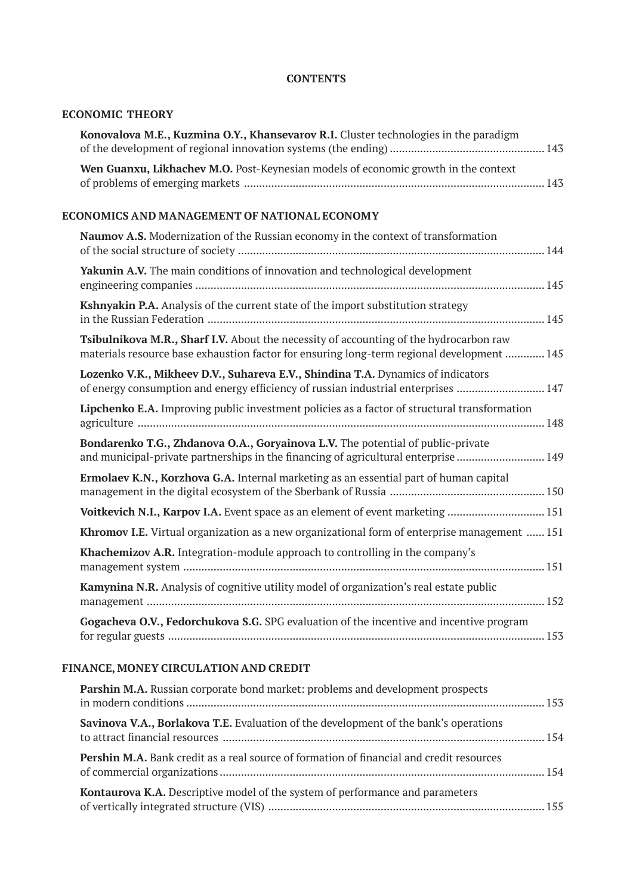# CONTENTS

## ECONOMIC THEORY

**Konovalova M.E., Kuzmina O.Y., Khansevarov R.I.** Cluster technologies in the paradigm of the development of regional innovation systems (the ending) .......... 143

**Wen Guanxu, Likhachev M.O.** Post-Keynesian models of economic growth in the context of problems of emerging markets .......... 143

## ECONOMICS AND MANAGEMENT OF NATIONAL ECONOMY

**Naumov A.S.** Modernization of the Russian economy in the context of transformation of the social structure of society .......... 144

**Yakunin A.V.** The main conditions of innovation and technological development engineering companies .......... 145

**Kshnyakin P.A.** Analysis of the current state of the import substitution strategy in the Russian Federation .......... 145

**Tsibulnikova M.R., Sharf I.V.** About the necessity of accounting of the hydrocarbon raw materials resource base exhaustion factor for ensuring long-term regional development .......... 145

**Lozenko V.K., Mikheev D.V., Suhareva E.V., Shindina T.A.** Dynamics of indicators of energy consumption and energy efficiency of russian industrial enterprises .......... 147

**Lipchenko E.A.** Improving public investment policies as a factor of structural transformation agriculture .......... 148

**Bondarenko T.G., Zhdanova O.A., Goryainova L.V.** The potential of public-private and municipal-private partnerships in the financing of agricultural enterprise .......... 149

**Ermolaev K.N., Korzhova G.A.** Internal marketing as an essential part of human capital management in the digital ecosystem of the Sberbank of Russia .......... 150

**Voitkevich N.I., Karpov I.A.** Event space as an element of event marketing .......... 151

**Khromov I.E.** Virtual organization as a new organizational form of enterprise management .......... 151

**Khachemizov A.R.** Integration-module approach to controlling in the company's management system .......... 151

**Kamynina N.R.** Analysis of cognitive utility model of organization's real estate public management .......... 152

**Gogacheva O.V., Fedorchukova S.G.** SPG evaluation of the incentive and incentive program for regular guests .......... 153

## FINANCE, MONEY CIRCULATION AND CREDIT

**Parshin M.A.** Russian corporate bond market: problems and development prospects in modern conditions .......... 153

**Savinova V.A., Borlakova T.E.** Evaluation of the development of the bank's operations to attract financial resources .......... 154

**Pershin M.A.** Bank credit as a real source of formation of financial and credit resources of commercial organizations .......... 154

**Kontaurova K.A.** Descriptive model of the system of performance and parameters of vertically integrated structure (VIS) .......... 155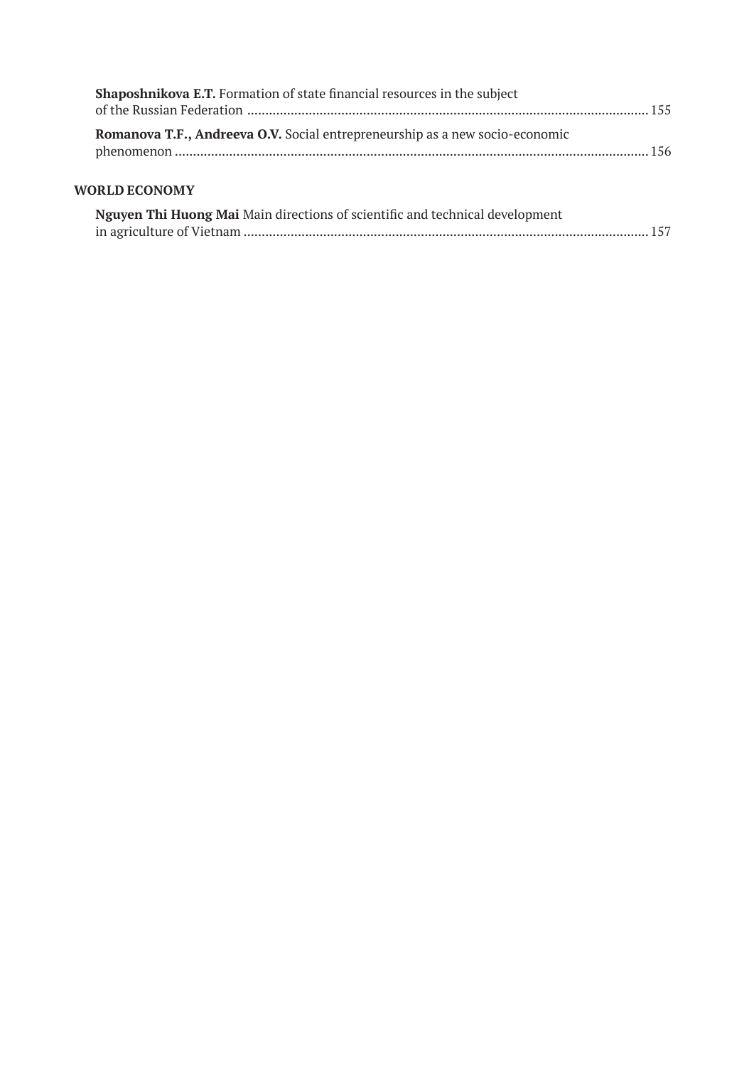**Shaposhnikova E.T.** Formation of state financial resources in the subject of the Russian Federation ............................................................................................................. 155

**Romanova T.F., Andreeva O.V.** Social entrepreneurship as a new socio-economic phenomenon ..................................................................................................................................... 156

## WORLD ECONOMY

**Nguyen Thi Huong Mai** Main directions of scientific and technical development in agriculture of Vietnam ................................................................................................................ 157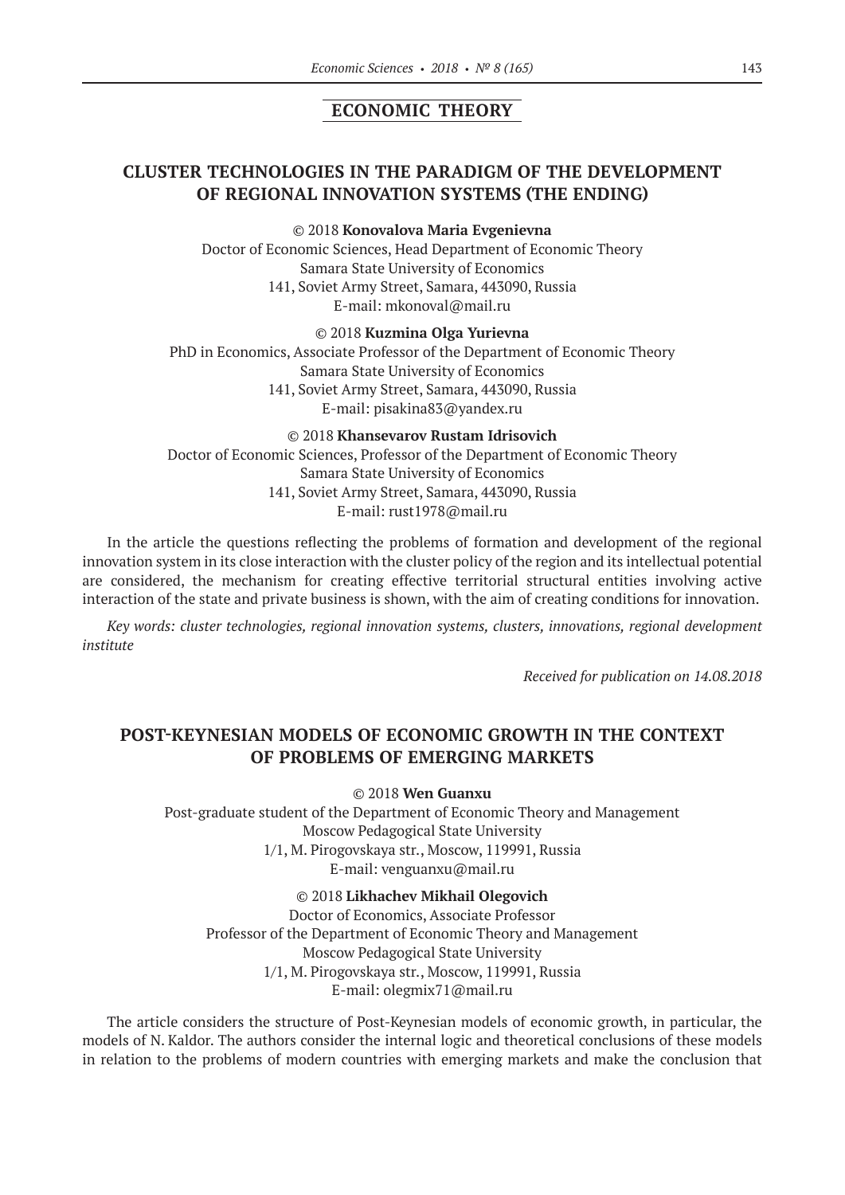## ECONOMIC THEORY

### CLUSTER TECHNOLOGIES IN THE PARADIGM OF THE DEVELOPMENT OF REGIONAL INNOVATION SYSTEMS (THE ENDING)

© 2018 **Konovalova Maria Evgenievna**
Doctor of Economic Sciences, Head Department of Economic Theory
Samara State University of Economics
141, Soviet Army Street, Samara, 443090, Russia
E-mail: mkonoval@mail.ru

© 2018 **Kuzmina Olga Yurievna**
PhD in Economics, Associate Professor of the Department of Economic Theory
Samara State University of Economics
141, Soviet Army Street, Samara, 443090, Russia
E-mail: pisakina83@yandex.ru

© 2018 **Khansevarov Rustam Idrisovich**
Doctor of Economic Sciences, Professor of the Department of Economic Theory
Samara State University of Economics
141, Soviet Army Street, Samara, 443090, Russia
E-mail: rust1978@mail.ru

In the article the questions reflecting the problems of formation and development of the regional innovation system in its close interaction with the cluster policy of the region and its intellectual potential are considered, the mechanism for creating effective territorial structural entities involving active interaction of the state and private business is shown, with the aim of creating conditions for innovation.

*Key words: cluster technologies, regional innovation systems, clusters, innovations, regional development institute*

*Received for publication on 14.08.2018*

### POST-KEYNESIAN MODELS OF ECONOMIC GROWTH IN THE CONTEXT OF PROBLEMS OF EMERGING MARKETS

© 2018 **Wen Guanxu**
Post-graduate student of the Department of Economic Theory and Management
Moscow Pedagogical State University
1/1, M. Pirogovskaya str., Moscow, 119991, Russia
E-mail: venguanxu@mail.ru

© 2018 **Likhachev Mikhail Olegovich**
Doctor of Economics, Associate Professor
Professor of the Department of Economic Theory and Management
Moscow Pedagogical State University
1/1, M. Pirogovskaya str., Moscow, 119991, Russia
E-mail: olegmix71@mail.ru

The article considers the structure of Post-Keynesian models of economic growth, in particular, the models of N. Kaldor. The authors consider the internal logic and theoretical conclusions of these models in relation to the problems of modern countries with emerging markets and make the conclusion that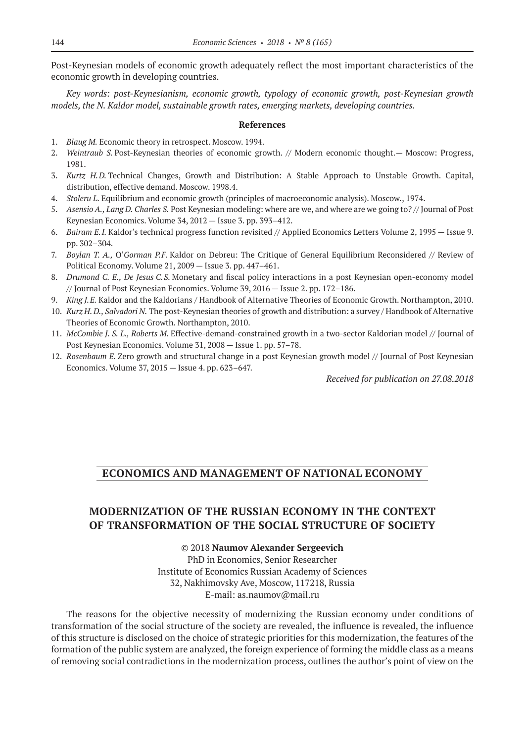Post-Keynesian models of economic growth adequately reflect the most important characteristics of the economic growth in developing countries.

*Key words: post-Keynesianism, economic growth, typology of economic growth, post-Keynesian growth models, the N. Kaldor model, sustainable growth rates, emerging markets, developing countries.*

### References

1. *Blaug M.* Economic theory in retrospect. Moscow. 1994.
2. *Weintraub S.* Post-Keynesian theories of economic growth. // Modern economic thought.— Moscow: Progress, 1981.
3. *Kurtz H.D.* Technical Changes, Growth and Distribution: A Stable Approach to Unstable Growth. Capital, distribution, effective demand. Moscow. 1998.4.
4. *Stoleru L.* Equilibrium and economic growth (principles of macroeconomic analysis). Moscow., 1974.
5. *Asensio A., Lang D. Charles S.* Post Keynesian modeling: where are we, and where are we going to? // Journal of Post Keynesian Economics. Volume 34, 2012 — Issue 3. pp. 393–412.
6. *Bairam E.I.* Kaldor's technical progress function revisited // Applied Economics Letters Volume 2, 1995 — Issue 9. pp. 302–304.
7. *Boylan T. A., O'Gorman P.F.* Kaldor on Debreu: The Critique of General Equilibrium Reconsidered // Review of Political Economy. Volume 21, 2009 — Issue 3. pp. 447–461.
8. *Drumond C. E., De Jesus C.S.* Monetary and fiscal policy interactions in a post Keynesian open-economy model // Journal of Post Keynesian Economics. Volume 39, 2016 — Issue 2. pp. 172–186.
9. *King J.E.* Kaldor and the Kaldorians / Handbook of Alternative Theories of Economic Growth. Northampton, 2010.
10. *Kurz H.D., Salvadori N.* The post-Keynesian theories of growth and distribution: a survey / Handbook of Alternative Theories of Economic Growth. Northampton, 2010.
11. *McCombie J. S. L., Roberts M.* Effective-demand-constrained growth in a two-sector Kaldorian model // Journal of Post Keynesian Economics. Volume 31, 2008 — Issue 1. pp. 57–78.
12. *Rosenbaum E.* Zero growth and structural change in a post Keynesian growth model // Journal of Post Keynesian Economics. Volume 37, 2015 — Issue 4. pp. 623–647.

*Received for publication on 27.08.2018*

## ECONOMICS AND MANAGEMENT OF NATIONAL ECONOMY

# MODERNIZATION OF THE RUSSIAN ECONOMY IN THE CONTEXT OF TRANSFORMATION OF THE SOCIAL STRUCTURE OF SOCIETY

© 2018 **Naumov Alexander Sergeevich**
PhD in Economics, Senior Researcher
Institute of Economics Russian Academy of Sciences
32, Nakhimovsky Ave, Moscow, 117218, Russia
E-mail: as.naumov@mail.ru

The reasons for the objective necessity of modernizing the Russian economy under conditions of transformation of the social structure of the society are revealed, the influence is revealed, the influence of this structure is disclosed on the choice of strategic priorities for this modernization, the features of the formation of the public system are analyzed, the foreign experience of forming the middle class as a means of removing social contradictions in the modernization process, outlines the author's point of view on the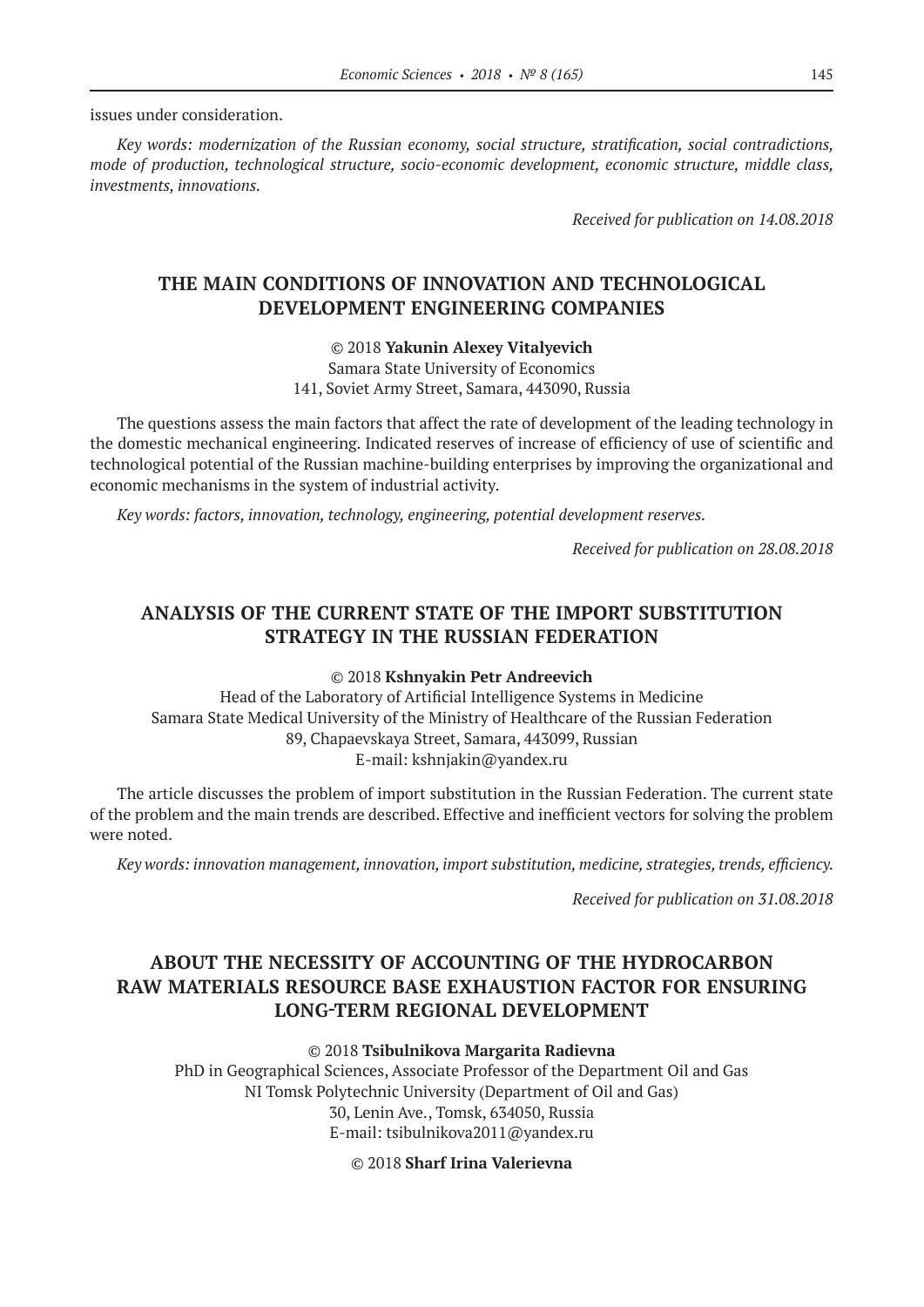issues under consideration.

*Key words: modernization of the Russian economy, social structure, stratification, social contradictions, mode of production, technological structure, socio-economic development, economic structure, middle class, investments, innovations.*

*Received for publication on 14.08.2018*

## THE MAIN CONDITIONS OF INNOVATION AND TECHNOLOGICAL DEVELOPMENT ENGINEERING COMPANIES

© 2018 **Yakunin Alexey Vitalyevich**
Samara State University of Economics
141, Soviet Army Street, Samara, 443090, Russia

The questions assess the main factors that affect the rate of development of the leading technology in the domestic mechanical engineering. Indicated reserves of increase of efficiency of use of scientific and technological potential of the Russian machine-building enterprises by improving the organizational and economic mechanisms in the system of industrial activity.

*Key words: factors, innovation, technology, engineering, potential development reserves.*

*Received for publication on 28.08.2018*

## ANALYSIS OF THE CURRENT STATE OF THE IMPORT SUBSTITUTION STRATEGY IN THE RUSSIAN FEDERATION

© 2018 **Kshnyakin Petr Andreevich**
Head of the Laboratory of Artificial Intelligence Systems in Medicine
Samara State Medical University of the Ministry of Healthcare of the Russian Federation
89, Chapaevskaya Street, Samara, 443099, Russian
E-mail: kshnjakin@yandex.ru

The article discusses the problem of import substitution in the Russian Federation. The current state of the problem and the main trends are described. Effective and inefficient vectors for solving the problem were noted.

*Key words: innovation management, innovation, import substitution, medicine, strategies, trends, efficiency.*

*Received for publication on 31.08.2018*

## ABOUT THE NECESSITY OF ACCOUNTING OF THE HYDROCARBON RAW MATERIALS RESOURCE BASE EXHAUSTION FACTOR FOR ENSURING LONG-TERM REGIONAL DEVELOPMENT

© 2018 **Tsibulnikova Margarita Radievna**
PhD in Geographical Sciences, Associate Professor of the Department Oil and Gas
NI Tomsk Polytechnic University (Department of Oil and Gas)
30, Lenin Ave., Tomsk, 634050, Russia
E-mail: tsibulnikova2011@yandex.ru

© 2018 **Sharf Irina Valerievna**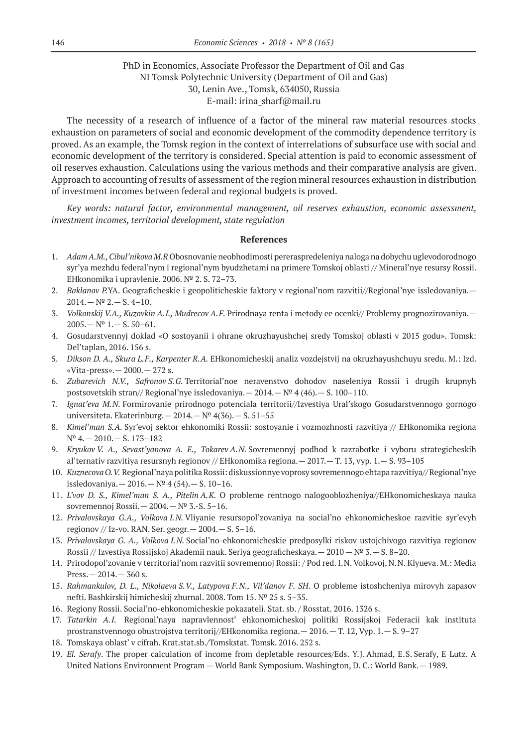PhD in Economics, Associate Professor the Department of Oil and Gas
NI Tomsk Polytechnic University (Department of Oil and Gas)
30, Lenin Ave., Tomsk, 634050, Russia
E-mail: irina_sharf@mail.ru

The necessity of a research of influence of a factor of the mineral raw material resources stocks exhaustion on parameters of social and economic development of the commodity dependence territory is proved. As an example, the Tomsk region in the context of interrelations of subsurface use with social and economic development of the territory is considered. Special attention is paid to economic assessment of oil reserves exhaustion. Calculations using the various methods and their comparative analysis are given. Approach to accounting of results of assessment of the region mineral resources exhaustion in distribution of investment incomes between federal and regional budgets is proved.

*Key words: natural factor, environmental management, oil reserves exhaustion, economic assessment, investment incomes, territorial development, state regulation*

**References**

1. *Adam A.M., Cibul'nikova M.R* Obosnovanie neobhodimosti pereraspredeleniya naloga na dobychu uglevodorodnogo syr'ya mezhdu federal'nym i regional'nym byudzhetami na primere Tomskoj oblasti // Mineral'nye resursy Rossii. EHkonomika i upravlenie. 2006. № 2. S. 72–73.
2. *Baklanov P.*YA. Geograficheskie i geopoliticheskie faktory v regional'nom razvitii//Regional'nye issledovaniya.— 2014.— № 2.— S. 4–10.
3. *Volkonskij V.A., Kuzovkin A.I., Mudrecov A.F.* Prirodnaya renta i metody ee ocenki// Problemy prognozirovaniya.— 2005.— № 1.— S. 50–61.
4. Gosudarstvennyj doklad «O sostoyanii i ohrane okruzhayushchej sredy Tomskoj oblasti v 2015 godu». Tomsk: Del'taplan, 2016. 156 s.
5. *Dikson D. A., Skura L.F., Karpenter R.A.* EHkonomicheskij analiz vozdejstvij na okruzhayushchuyu sredu. M.: Izd. «Vita-press».— 2000.— 272 s.
6. *Zubarevich N.V., Safronov S.G.* Territorial'noe neravenstvo dohodov naseleniya Rossii i drugih krupnyh postsovetskih stran// Regional'nye issledovaniya.— 2014.— № 4 (46).— S. 100–110.
7. *Ignat'eva M.N.* Formirovanie prirodnogo potenciala territorii//Izvestiya Ural'skogo Gosudarstvennogo gornogo universiteta. Ekaterinburg.— 2014.— № 4(36).— S. 51–55
8. *Kimel'man S.A.* Syr'evoj sektor ehkonomiki Rossii: sostoyanie i vozmozhnosti razvitiya // EHkonomika regiona № 4.— 2010.— S. 173–182
9. *Kryukov V. A., Sevast'yanova A. E., Tokarev A.N.* Sovremennyj podhod k razrabotke i vyboru strategicheskih al'ternativ razvitiya resursnyh regionov // EHkonomika regiona.— 2017.— T. 13, vyp. 1.— S. 93–105
10. *Kuznecova O.V.* Regional'naya politika Rossii: diskussionnye voprosy sovremennogo ehtapa razvitiya// Regional'nye issledovaniya.— 2016.— № 4 (54).— S. 10–16.
11. *L'vov D. S., Kimel'man S. A., Pitelin A.K.* O probleme rentnogo nalogooblozheniya//EHkonomicheskaya nauka sovremennoj Rossii.— 2004.— № 3.-S. 5–16.
12. *Privalovskaya G.A., Volkova I.N.* Vliyanie resursopol'zovaniya na social'no ehkonomicheskoe razvitie syr'evyh regionov // Iz-vo. RAN. Ser. geogr.— 2004.— S. 5–16.
13. *Privalovskaya G. A., Volkova I.N.* Social'no-ehkonomicheskie predposylki riskov ustojchivogo razvitiya regionov Rossii // Izvestiya Rossijskoj Akademii nauk. Seriya geograficheskaya.— 2010 — № 3.— S. 8–20.
14. Prirodopol'zovanie v territorial'nom razvitii sovremennoj Rossii: / Pod red. I.N. Volkovoj, N.N. Klyueva. M.: Media Press.— 2014.— 360 s.
15. *Rahmankulov, D. L., Nikolaeva S.V., Latypova F.N., Vil'danov F. SH.* O probleme istoshcheniya mirovyh zapasov nefti. Bashkirskij himicheskij zhurnal. 2008. Tom 15. № 25 s. 5–35.
16. Regiony Rossii. Social'no-ehkonomicheskie pokazateli. Stat. sb. / Rosstat. 2016. 1326 s.
17. *Tatarkin A.I.* Regional'naya napravlennost' ehkonomicheskoj politiki Rossijskoj Federacii kak instituta prostranstvennogo obustrojstva territorij//EHkonomika regiona.— 2016.— T. 12, Vyp. 1.— S. 9–27
18. Tomskaya oblast' v cifrah. Krat.stat.sb./Tomskstat. Tomsk. 2016. 252 s.
19. *El. Serafy*. The proper calculation of income from depletable resources/Eds. Y.J. Ahmad, E.S. Serafy, E Lutz. A United Nations Environment Program — World Bank Symposium. Washington, D. C.: World Bank.— 1989.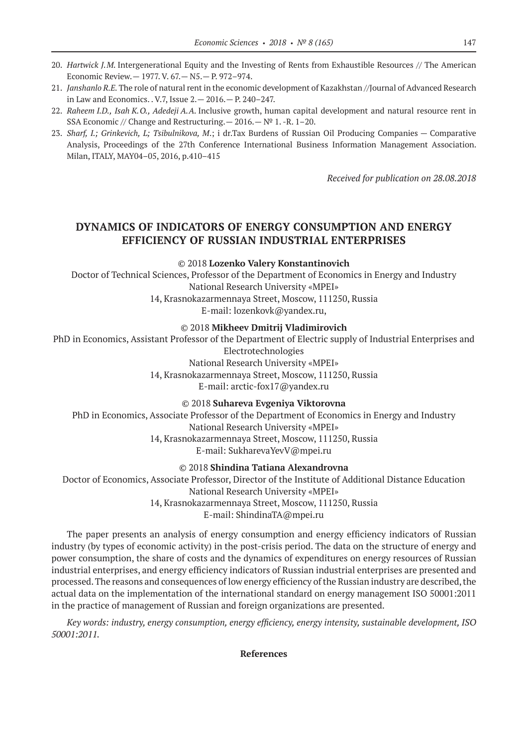20. *Hartwick J.M.* Intergenerational Equity and the Investing of Rents from Exhaustible Resources // The American Economic Review.— 1977. V. 67.— N5.— P. 972–974.
21. *Janshanlo R.E.* The role of natural rent in the economic development of Kazakhstan //Journal of Advanced Research in Law and Economics. . V.7, Issue 2.— 2016.— P. 240–247.
22. *Raheem I.D., Isah K.O., Adedeji A.A.* Inclusive growth, human capital development and natural resource rent in SSA Economic // Change and Restructuring.— 2016.— № 1. -R. 1–20.
23. *Sharf, I.; Grinkevich, L; Tsibulnikova, M.*; i dr.Tax Burdens of Russian Oil Producing Companies — Comparative Analysis, Proceedings of the 27th Conference International Business Information Management Association. Milan, ITALY, MAY04–05, 2016, p.410–415

*Received for publication on 28.08.2018*

## DYNAMICS OF INDICATORS OF ENERGY CONSUMPTION AND ENERGY EFFICIENCY OF RUSSIAN INDUSTRIAL ENTERPRISES

© 2018 **Lozenko Valery Konstantinovich**

Doctor of Technical Sciences, Professor of the Department of Economics in Energy and Industry
National Research University «MPEI»
14, Krasnokazarmennaya Street, Moscow, 111250, Russia
E-mail: lozenkovk@yandex.ru,

© 2018 **Mikheev Dmitrij Vladimirovich**

PhD in Economics, Assistant Professor of the Department of Electric supply of Industrial Enterprises and Electrotechnologies
National Research University «MPEI»
14, Krasnokazarmennaya Street, Moscow, 111250, Russia
E-mail: arctic-fox17@yandex.ru

© 2018 **Suhareva Evgeniya Viktorovna**

PhD in Economics, Associate Professor of the Department of Economics in Energy and Industry
National Research University «MPEI»
14, Krasnokazarmennaya Street, Moscow, 111250, Russia
E-mail: SukharevaYevV@mpei.ru

© 2018 **Shindina Tatiana Alexandrovna**

Doctor of Economics, Associate Professor, Director of the Institute of Additional Distance Education
National Research University «MPEI»
14, Krasnokazarmennaya Street, Moscow, 111250, Russia
E-mail: ShindinaTA@mpei.ru

The paper presents an analysis of energy consumption and energy efficiency indicators of Russian industry (by types of economic activity) in the post-crisis period. The data on the structure of energy and power consumption, the share of costs and the dynamics of expenditures on energy resources of Russian industrial enterprises, and energy efficiency indicators of Russian industrial enterprises are presented and processed. The reasons and consequences of low energy efficiency of the Russian industry are described, the actual data on the implementation of the international standard on energy management ISO 50001:2011 in the practice of management of Russian and foreign organizations are presented.

*Key words: industry, energy consumption, energy efficiency, energy intensity, sustainable development, ISO 50001:2011.*

**References**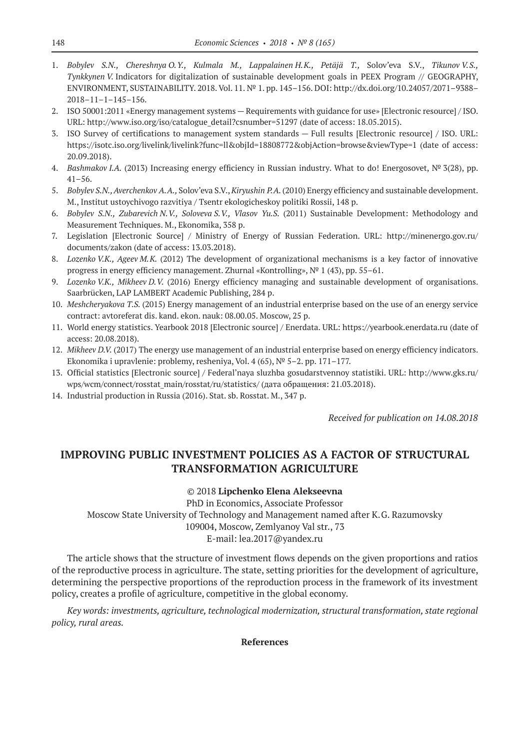1. *Bobylev S.N., Chereshnya O.Y., Kulmala M., Lappalainen H.K., Petäjä T.,* Solov'eva S.V., *Tikunov V.S., Tynkkynen V.* Indicators for digitalization of sustainable development goals in PEEX Program // GEOGRAPHY, ENVIRONMENT, SUSTAINABILITY. 2018. Vol. 11. № 1. pp. 145–156. DOI: http://dx.doi.org/10.24057/2071–9388–2018–11–1–145–156.
2. ISO 50001:2011 «Energy management systems — Requirements with guidance for use» [Electronic resource] / ISO. URL: http://www.iso.org/iso/catalogue_detail?csnumber=51297 (date of access: 18.05.2015).
3. ISO Survey of certifications to management system standards — Full results [Electronic resource] / ISO. URL: https://isotc.iso.org/livelink/livelink?func=ll&objId=18808772&objAction=browse&viewType=1 (date of access: 20.09.2018).
4. *Bashmakov I.A.* (2013) Increasing energy efficiency in Russian industry. What to do! Energosovet, № 3(28), pp. 41–56.
5. *Bobylev S.N., Averchenkov A.A.,* Solov'eva S.V., *Kiryushin P.A.* (2010) Energy efficiency and sustainable development. M., Institut ustoychivogo razvitiya / Tsentr ekologicheskoy politiki Rossii, 148 p.
6. *Bobylev S.N., Zubarevich N.V., Soloveva S.V., Vlasov Yu.S.* (2011) Sustainable Development: Methodology and Measurement Techniques. M., Ekonomika, 358 p.
7. Legislation [Electronic Source] / Ministry of Energy of Russian Federation. URL: http://minenergo.gov.ru/documents/zakon (date of access: 13.03.2018).
8. *Lozenko V.K., Ageev M.K.* (2012) The development of organizational mechanisms is a key factor of innovative progress in energy efficiency management. Zhurnal «Kontrolling», № 1 (43), pp. 55–61.
9. *Lozenko V.K., Mikheev D.V.* (2016) Energy efficiency managing and sustainable development of organisations. Saarbrücken, LAP LAMBERT Academic Publishing, 284 p.
10. *Meshcheryakova T.S.* (2015) Energy management of an industrial enterprise based on the use of an energy service contract: avtoreferat dis. kand. ekon. nauk: 08.00.05. Moscow, 25 p.
11. World energy statistics. Yearbook 2018 [Electronic source] / Enerdata. URL: https://yearbook.enerdata.ru (date of access: 20.08.2018).
12. *Mikheev D.V.* (2017) The energy use management of an industrial enterprise based on energy efficiency indicators. Ekonomika i upravlenie: problemy, resheniya, Vol. 4 (65), № 5–2. pp. 171–177.
13. Official statistics [Electronic source] / Federal'naya sluzhba gosudarstvennoy statistiki. URL: http://www.gks.ru/wps/wcm/connect/rosstat_main/rosstat/ru/statistics/ (дата обращения: 21.03.2018).
14. Industrial production in Russia (2016). Stat. sb. Rosstat. M., 347 p.

*Received for publication on 14.08.2018*

## IMPROVING PUBLIC INVESTMENT POLICIES AS A FACTOR OF STRUCTURAL TRANSFORMATION AGRICULTURE

© 2018 **Lipchenko Elena Alekseevna**
PhD in Economics, Associate Professor
Moscow State University of Technology and Management named after K.G. Razumovsky
109004, Moscow, Zemlyanoy Val str., 73
E-mail: lea.2017@yandex.ru

The article shows that the structure of investment flows depends on the given proportions and ratios of the reproductive process in agriculture. The state, setting priorities for the development of agriculture, determining the perspective proportions of the reproduction process in the framework of its investment policy, creates a profile of agriculture, competitive in the global economy.

*Key words: investments, agriculture, technological modernization, structural transformation, state regional policy, rural areas.*

**References**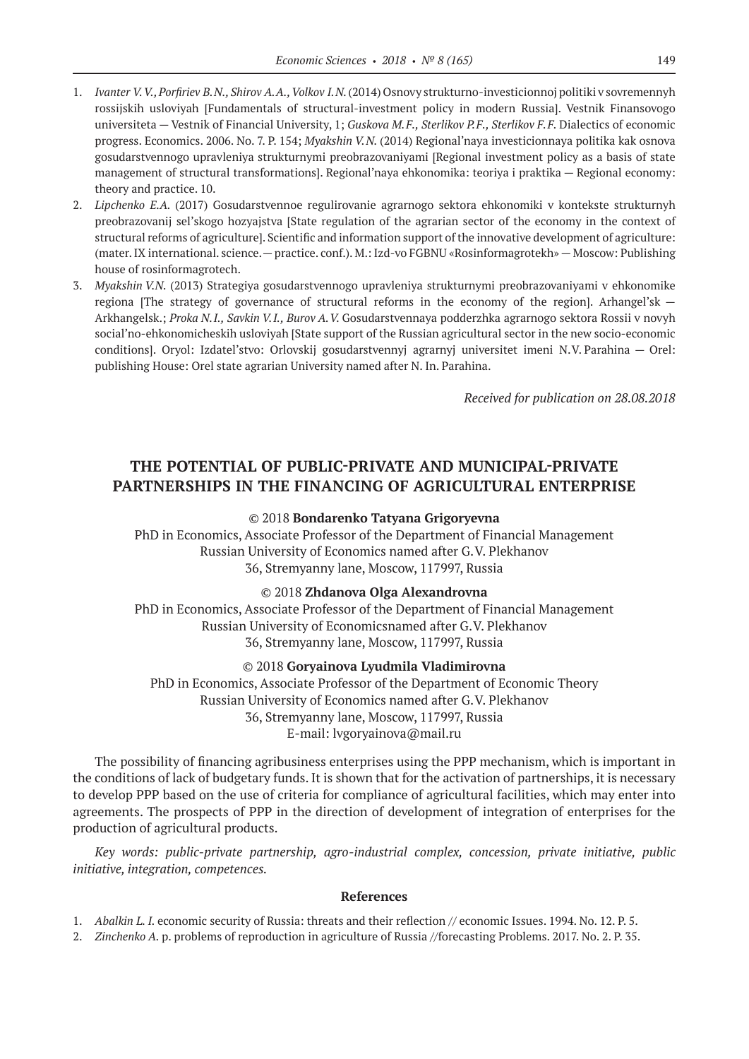1. *Ivanter V.V., Porfiriev B.N., Shirov A.A., Volkov I.N.* (2014) Osnovy strukturno-investicionnoj politiki v sovremennyh rossijskih usloviyah [Fundamentals of structural-investment policy in modern Russia]. Vestnik Finansovogo universiteta — Vestnik of Financial University, 1; *Guskova M.F., Sterlikov P.F., Sterlikov F.F.* Dialectics of economic progress. Economics. 2006. No. 7. P. 154; *Myakshin V.N.* (2014) Regional'naya investicionnaya politika kak osnova gosudarstvennogo upravleniya strukturnymi preobrazovaniyami [Regional investment policy as a basis of state management of structural transformations]. Regional'naya ehkonomika: teoriya i praktika — Regional economy: theory and practice. 10.
2. *Lipchenko E.A.* (2017) Gosudarstvennoe regulirovanie agrarnogo sektora ehkonomiki v kontekste strukturnyh preobrazovanij sel'skogo hozyajstva [State regulation of the agrarian sector of the economy in the context of structural reforms of agriculture]. Scientific and information support of the innovative development of agriculture: (mater. IX international. science.— practice. conf.). M.: Izd-vo FGBNU «Rosinformagrotekh» — Moscow: Publishing house of rosinformagrotech.
3. *Myakshin V.N.* (2013) Strategiya gosudarstvennogo upravleniya strukturnymi preobrazovaniyami v ehkonomike regiona [The strategy of governance of structural reforms in the economy of the region]. Arhangel'sk — Arkhangelsk.; *Proka N.I., Savkin V.I., Burov A.V.* Gosudarstvennaya podderzhka agrarnogo sektora Rossii v novyh social'no-ehkonomicheskih usloviyah [State support of the Russian agricultural sector in the new socio-economic conditions]. Oryol: Izdatel'stvo: Orlovskij gosudarstvennyj agrarnyj universitet imeni N.V. Parahina — Orel: publishing House: Orel state agrarian University named after N. In. Parahina.

*Received for publication on 28.08.2018*

## THE POTENTIAL OF PUBLIC-PRIVATE AND MUNICIPAL-PRIVATE PARTNERSHIPS IN THE FINANCING OF AGRICULTURAL ENTERPRISE

© 2018 **Bondarenko Tatyana Grigoryevna**
PhD in Economics, Associate Professor of the Department of Financial Management
Russian University of Economics named after G.V. Plekhanov
36, Stremyanny lane, Moscow, 117997, Russia

© 2018 **Zhdanova Olga Alexandrovna**
PhD in Economics, Associate Professor of the Department of Financial Management
Russian University of Economicsnamed after G.V. Plekhanov
36, Stremyanny lane, Moscow, 117997, Russia

© 2018 **Goryainova Lyudmila Vladimirovna**
PhD in Economics, Associate Professor of the Department of Economic Theory
Russian University of Economics named after G.V. Plekhanov
36, Stremyanny lane, Moscow, 117997, Russia
E-mail: lvgoryainova@mail.ru

The possibility of financing agribusiness enterprises using the PPP mechanism, which is important in the conditions of lack of budgetary funds. It is shown that for the activation of partnerships, it is necessary to develop PPP based on the use of criteria for compliance of agricultural facilities, which may enter into agreements. The prospects of PPP in the direction of development of integration of enterprises for the production of agricultural products.

*Key words: public-private partnership, agro-industrial complex, concession, private initiative, public initiative, integration, competences.*

### References

1. *Abalkin L. I.* economic security of Russia: threats and their reflection // economic Issues. 1994. No. 12. P. 5.
2. *Zinchenko A.* p. problems of reproduction in agriculture of Russia //forecasting Problems. 2017. No. 2. P. 35.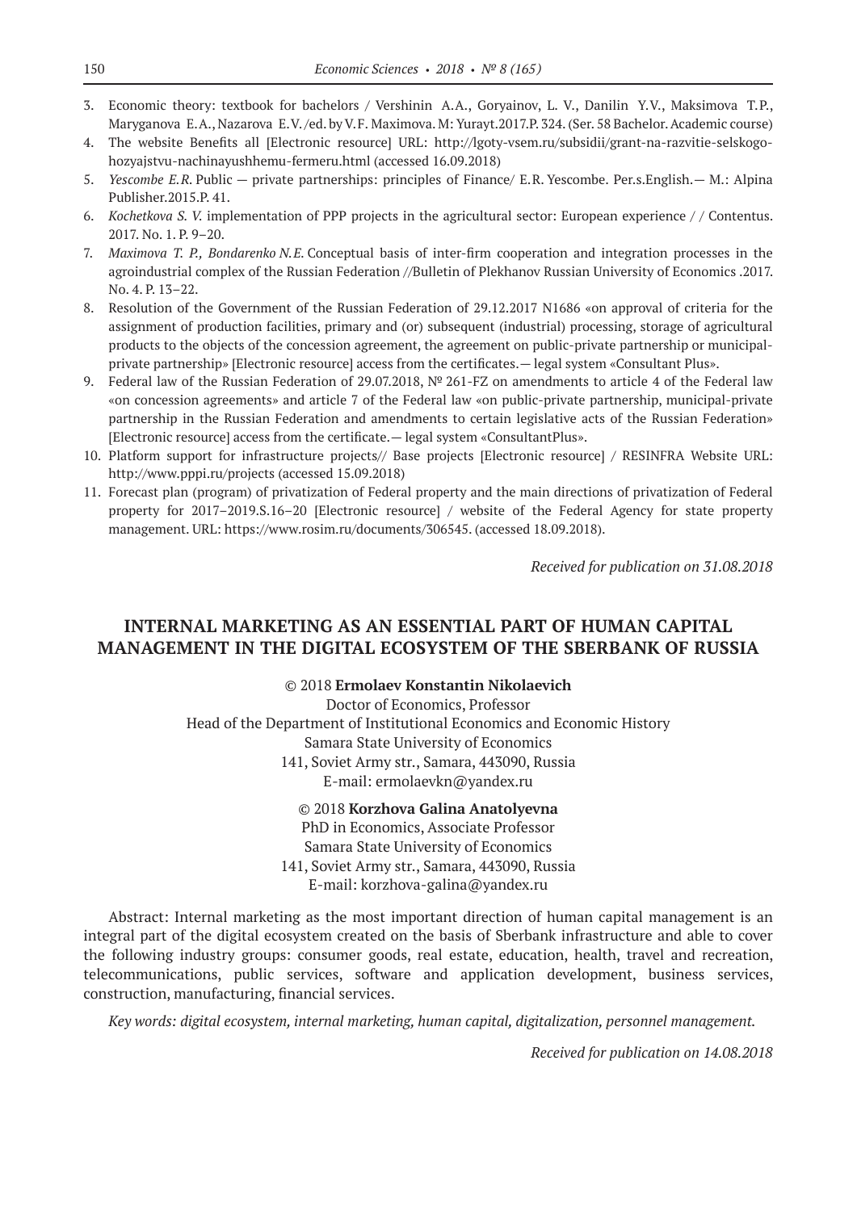3. Economic theory: textbook for bachelors / Vershinin A.A., Goryainov, L. V., Danilin Y.V., Maksimova T.P., Maryganova E.A., Nazarova E.V./ed. by V.F. Maximova. M: Yurayt.2017.P. 324. (Ser. 58 Bachelor. Academic course)
4. The website Benefits all [Electronic resource] URL: http://lgoty-vsem.ru/subsidii/grant-na-razvitie-selskogo-hozyajstvu-nachinayushhemu-fermeru.html (accessed 16.09.2018)
5. *Yescombe E.R.* Public — private partnerships: principles of Finance/ E.R. Yescombe. Per.s.English.— M.: Alpina Publisher.2015.P. 41.
6. *Kochetkova S. V.* implementation of PPP projects in the agricultural sector: European experience / / Contentus. 2017. No. 1. P. 9–20.
7. *Maximova T. P., Bondarenko N.E.* Conceptual basis of inter-firm cooperation and integration processes in the agroindustrial complex of the Russian Federation //Bulletin of Plekhanov Russian University of Economics .2017. No. 4. P. 13–22.
8. Resolution of the Government of the Russian Federation of 29.12.2017 N1686 «on approval of criteria for the assignment of production facilities, primary and (or) subsequent (industrial) processing, storage of agricultural products to the objects of the concession agreement, the agreement on public-private partnership or municipal-private partnership» [Electronic resource] access from the certificates.— legal system «Consultant Plus».
9. Federal law of the Russian Federation of 29.07.2018, № 261-FZ on amendments to article 4 of the Federal law «on concession agreements» and article 7 of the Federal law «on public-private partnership, municipal-private partnership in the Russian Federation and amendments to certain legislative acts of the Russian Federation» [Electronic resource] access from the certificate.— legal system «ConsultantPlus».
10. Platform support for infrastructure projects// Base projects [Electronic resource] / RESINFRA Website URL: http://www.pppi.ru/projects (accessed 15.09.2018)
11. Forecast plan (program) of privatization of Federal property and the main directions of privatization of Federal property for 2017–2019.S.16–20 [Electronic resource] / website of the Federal Agency for state property management. URL: https://www.rosim.ru/documents/306545. (accessed 18.09.2018).

*Received for publication on 31.08.2018*

## INTERNAL MARKETING AS AN ESSENTIAL PART OF HUMAN CAPITAL MANAGEMENT IN THE DIGITAL ECOSYSTEM OF THE SBERBANK OF RUSSIA

© 2018 **Ermolaev Konstantin Nikolaevich**
Doctor of Economics, Professor
Head of the Department of Institutional Economics and Economic History
Samara State University of Economics
141, Soviet Army str., Samara, 443090, Russia
E-mail: ermolaevkn@yandex.ru

© 2018 **Korzhova Galina Anatolyevna**
PhD in Economics, Associate Professor
Samara State University of Economics
141, Soviet Army str., Samara, 443090, Russia
E-mail: korzhova-galina@yandex.ru

Abstract: Internal marketing as the most important direction of human capital management is an integral part of the digital ecosystem created on the basis of Sberbank infrastructure and able to cover the following industry groups: consumer goods, real estate, education, health, travel and recreation, telecommunications, public services, software and application development, business services, construction, manufacturing, financial services.

*Key words: digital ecosystem, internal marketing, human capital, digitalization, personnel management.*

*Received for publication on 14.08.2018*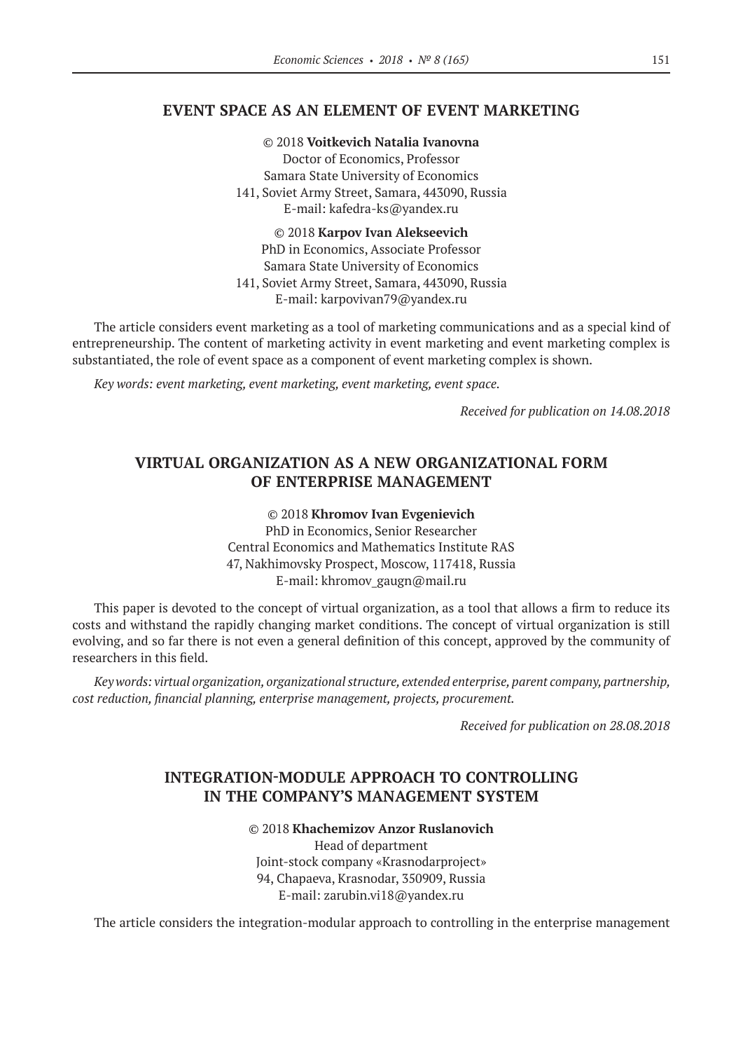## EVENT SPACE AS AN ELEMENT OF EVENT MARKETING

© 2018 **Voitkevich Natalia Ivanovna**
Doctor of Economics, Professor
Samara State University of Economics
141, Soviet Army Street, Samara, 443090, Russia
E-mail: kafedra-ks@yandex.ru

© 2018 **Karpov Ivan Alekseevich**
PhD in Economics, Associate Professor
Samara State University of Economics
141, Soviet Army Street, Samara, 443090, Russia
E-mail: karpovivan79@yandex.ru

The article considers event marketing as a tool of marketing communications and as a special kind of entrepreneurship. The content of marketing activity in event marketing and event marketing complex is substantiated, the role of event space as a component of event marketing complex is shown.

*Key words: event marketing, event marketing, event marketing, event space.*

*Received for publication on 14.08.2018*

## VIRTUAL ORGANIZATION AS A NEW ORGANIZATIONAL FORM OF ENTERPRISE MANAGEMENT

© 2018 **Khromov Ivan Evgenievich**
PhD in Economics, Senior Researcher
Central Economics and Mathematics Institute RAS
47, Nakhimovsky Prospect, Moscow, 117418, Russia
E-mail: khromov_gaugn@mail.ru

This paper is devoted to the concept of virtual organization, as a tool that allows a firm to reduce its costs and withstand the rapidly changing market conditions. The concept of virtual organization is still evolving, and so far there is not even a general definition of this concept, approved by the community of researchers in this field.

*Key words: virtual organization, organizational structure, extended enterprise, parent company, partnership, cost reduction, financial planning, enterprise management, projects, procurement.*

*Received for publication on 28.08.2018*

## INTEGRATION-MODULE APPROACH TO CONTROLLING IN THE COMPANY'S MANAGEMENT SYSTEM

© 2018 **Khachemizov Anzor Ruslanovich**
Head of department
Joint-stock company «Krasnodarproject»
94, Chapaeva, Krasnodar, 350909, Russia
E-mail: zarubin.vi18@yandex.ru

The article considers the integration-modular approach to controlling in the enterprise management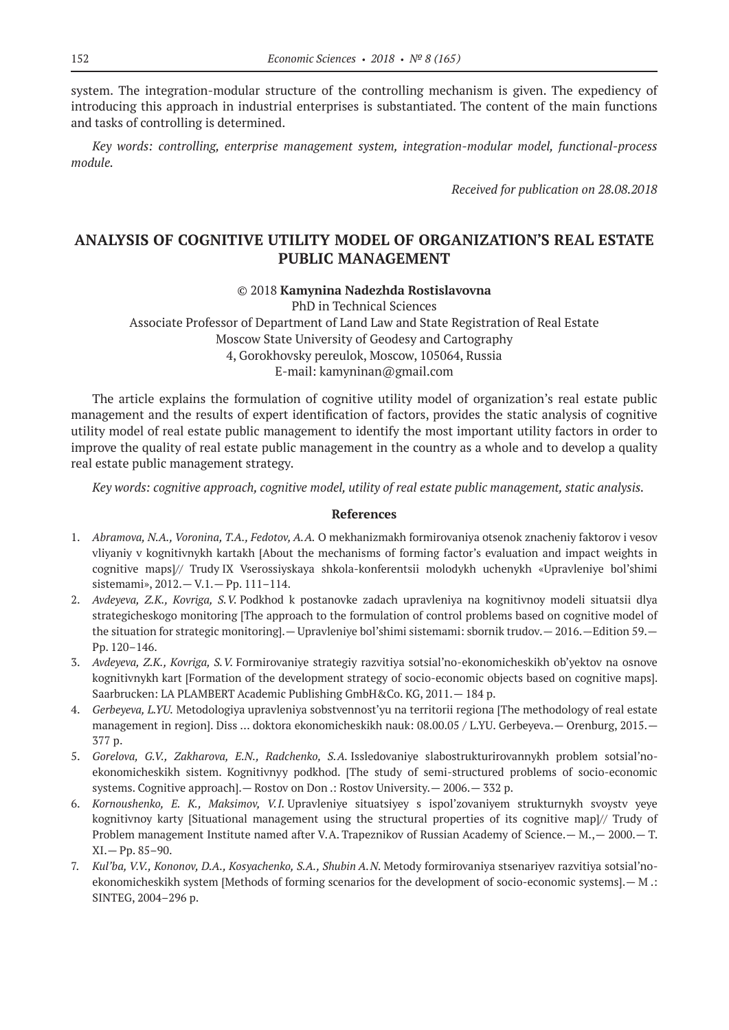system. The integration-modular structure of the controlling mechanism is given. The expediency of introducing this approach in industrial enterprises is substantiated. The content of the main functions and tasks of controlling is determined.

*Key words: controlling, enterprise management system, integration-modular model, functional-process module.*

*Received for publication on 28.08.2018*

## ANALYSIS OF COGNITIVE UTILITY MODEL OF ORGANIZATION'S REAL ESTATE PUBLIC MANAGEMENT

© 2018 **Kamynina Nadezhda Rostislavovna**

PhD in Technical Sciences
Associate Professor of Department of Land Law and State Registration of Real Estate
Moscow State University of Geodesy and Cartography
4, Gorokhovsky pereulok, Moscow, 105064, Russia
E-mail: kamyninan@gmail.com

The article explains the formulation of cognitive utility model of organization's real estate public management and the results of expert identification of factors, provides the static analysis of cognitive utility model of real estate public management to identify the most important utility factors in order to improve the quality of real estate public management in the country as a whole and to develop a quality real estate public management strategy.

*Key words: cognitive approach, cognitive model, utility of real estate public management, static analysis.*

### References

1. *Abramova, N.A., Voronina, T.A., Fedotov, A.A.* O mekhanizmakh formirovaniya otsenok znacheniy faktorov i vesov vliyaniy v kognitivnykh kartakh [About the mechanisms of forming factor's evaluation and impact weights in cognitive maps]// Trudy IX Vserossiyskaya shkola-konferentsii molodykh uchenykh «Upravleniye bol'shimi sistemami», 2012.— V.1.— Pp. 111–114.
2. *Avdeyeva, Z.K., Kovriga, S.V.* Podkhod k postanovke zadach upravleniya na kognitivnoy modeli situatsii dlya strategicheskogo monitoring [The approach to the formulation of control problems based on cognitive model of the situation for strategic monitoring].— Upravleniye bol'shimi sistemami: sbornik trudov.— 2016.—Edition 59.— Pp. 120–146.
3. *Avdeyeva, Z.K., Kovriga, S.V.* Formirovaniye strategiy razvitiya sotsial'no-ekonomicheskikh ob'yektov na osnove kognitivnykh kart [Formation of the development strategy of socio-economic objects based on cognitive maps]. Saarbrucken: LA PLAMBERT Academic Publishing GmbH&Co. KG, 2011.— 184 p.
4. *Gerbeyeva, L.YU.* Metodologiya upravleniya sobstvennost'yu na territorii regiona [The methodology of real estate management in region]. Diss … doktora ekonomicheskikh nauk: 08.00.05 / L.YU. Gerbeyeva.— Orenburg, 2015.— 377 p.
5. *Gorelova, G.V., Zakharova, E.N., Radchenko, S.A.* Issledovaniye slabostrukturirovannykh problem sotsial'no-ekonomicheskikh sistem. Kognitivnyy podkhod. [The study of semi-structured problems of socio-economic systems. Cognitive approach].— Rostov on Don .: Rostov University.— 2006.— 332 p.
6. *Kornoushenko, E. K., Maksimov, V.I.* Upravleniye situatsiyey s ispol'zovaniyem strukturnykh svoystv yeye kognitivnoy karty [Situational management using the structural properties of its cognitive map]// Trudy of Problem management Institute named after V.A. Trapeznikov of Russian Academy of Science.— M.,— 2000.— T. XI.— Pp. 85–90.
7. *Kul'ba, V.V., Kononov, D.A., Kosyachenko, S.A., Shubin A.N.* Metody formirovaniya stsenariyev razvitiya sotsial'no-ekonomicheskikh system [Methods of forming scenarios for the development of socio-economic systems].— M .: SINTEG, 2004–296 p.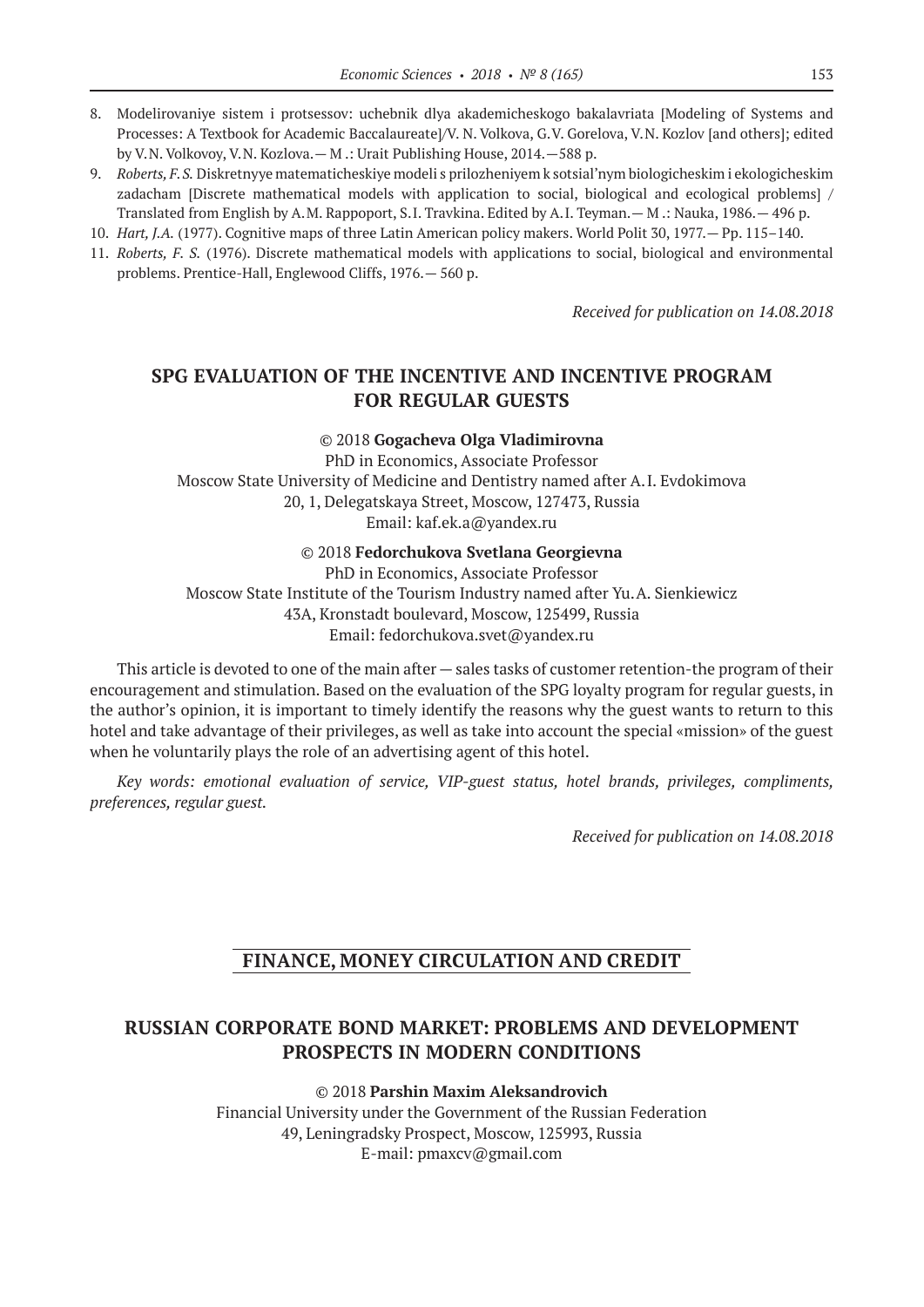8. Modelirovaniye sistem i protsessov: uchebnik dlya akademicheskogo bakalavriata [Modeling of Systems and Processes: A Textbook for Academic Baccalaureate]/V. N. Volkova, G.V. Gorelova, V.N. Kozlov [and others]; edited by V.N. Volkovoy, V.N. Kozlova.— M .: Urait Publishing House, 2014.—588 p.
9. *Roberts, F. S.* Diskretnyye matematicheskiye modeli s prilozheniyem k sotsial'nym biologicheskim i ekologicheskim zadacham [Discrete mathematical models with application to social, biological and ecological problems] / Translated from English by A.M. Rappoport, S.I. Travkina. Edited by A.I. Teyman.— M .: Nauka, 1986.— 496 p.
10. *Hart, J.A.* (1977). Cognitive maps of three Latin American policy makers. World Polit 30, 1977.— Pp. 115–140.
11. *Roberts, F. S.* (1976). Discrete mathematical models with applications to social, biological and environmental problems. Prentice-Hall, Englewood Cliffs, 1976.— 560 p.

*Received for publication on 14.08.2018*

## SPG EVALUATION OF THE INCENTIVE AND INCENTIVE PROGRAM FOR REGULAR GUESTS

© 2018 **Gogacheva Olga Vladimirovna**
PhD in Economics, Associate Professor
Moscow State University of Medicine and Dentistry named after A.I. Evdokimova
20, 1, Delegatskaya Street, Moscow, 127473, Russia
Email: kaf.ek.a@yandex.ru

© 2018 **Fedorchukova Svetlana Georgievna**
PhD in Economics, Associate Professor
Moscow State Institute of the Tourism Industry named after Yu.A. Sienkiewicz
43A, Kronstadt boulevard, Moscow, 125499, Russia
Email: fedorchukova.svet@yandex.ru

This article is devoted to one of the main after — sales tasks of customer retention-the program of their encouragement and stimulation. Based on the evaluation of the SPG loyalty program for regular guests, in the author's opinion, it is important to timely identify the reasons why the guest wants to return to this hotel and take advantage of their privileges, as well as take into account the special «mission» of the guest when he voluntarily plays the role of an advertising agent of this hotel.

*Key words: emotional evaluation of service, VIP-guest status, hotel brands, privileges, compliments, preferences, regular guest.*

*Received for publication on 14.08.2018*

# FINANCE, MONEY CIRCULATION AND CREDIT

## RUSSIAN CORPORATE BOND MARKET: PROBLEMS AND DEVELOPMENT PROSPECTS IN MODERN CONDITIONS

© 2018 **Parshin Maxim Aleksandrovich**
Financial University under the Government of the Russian Federation
49, Leningradsky Prospect, Moscow, 125993, Russia
E-mail: pmaxcv@gmail.com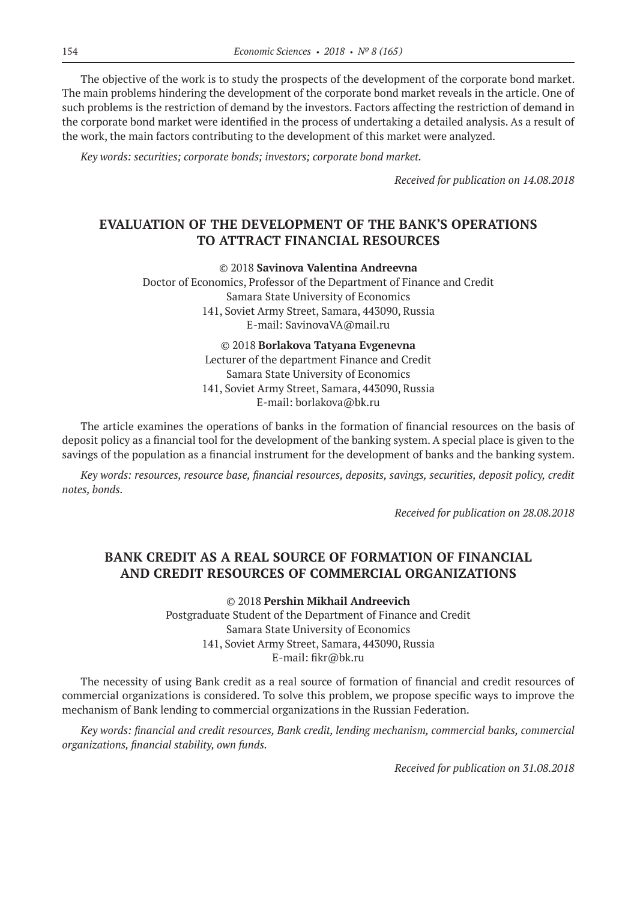The objective of the work is to study the prospects of the development of the corporate bond market. The main problems hindering the development of the corporate bond market reveals in the article. One of such problems is the restriction of demand by the investors. Factors affecting the restriction of demand in the corporate bond market were identified in the process of undertaking a detailed analysis. As a result of the work, the main factors contributing to the development of this market were analyzed.

*Key words: securities; corporate bonds; investors; corporate bond market.*

*Received for publication on 14.08.2018*

## EVALUATION OF THE DEVELOPMENT OF THE BANK'S OPERATIONS TO ATTRACT FINANCIAL RESOURCES

© 2018 **Savinova Valentina Andreevna**
Doctor of Economics, Professor of the Department of Finance and Credit
Samara State University of Economics
141, Soviet Army Street, Samara, 443090, Russia
E-mail: SavinovaVA@mail.ru

© 2018 **Borlakova Tatyana Evgenevna**
Lecturer of the department Finance and Credit
Samara State University of Economics
141, Soviet Army Street, Samara, 443090, Russia
E-mail: borlakova@bk.ru

The article examines the operations of banks in the formation of financial resources on the basis of deposit policy as a financial tool for the development of the banking system. A special place is given to the savings of the population as a financial instrument for the development of banks and the banking system.

*Key words: resources, resource base, financial resources, deposits, savings, securities, deposit policy, credit notes, bonds.*

*Received for publication on 28.08.2018*

## BANK CREDIT AS A REAL SOURCE OF FORMATION OF FINANCIAL AND CREDIT RESOURCES OF COMMERCIAL ORGANIZATIONS

© 2018 **Pershin Mikhail Andreevich**
Postgraduate Student of the Department of Finance and Credit
Samara State University of Economics
141, Soviet Army Street, Samara, 443090, Russia
E-mail: fikr@bk.ru

The necessity of using Bank credit as a real source of formation of financial and credit resources of commercial organizations is considered. To solve this problem, we propose specific ways to improve the mechanism of Bank lending to commercial organizations in the Russian Federation.

*Key words: financial and credit resources, Bank credit, lending mechanism, commercial banks, commercial organizations, financial stability, own funds.*

*Received for publication on 31.08.2018*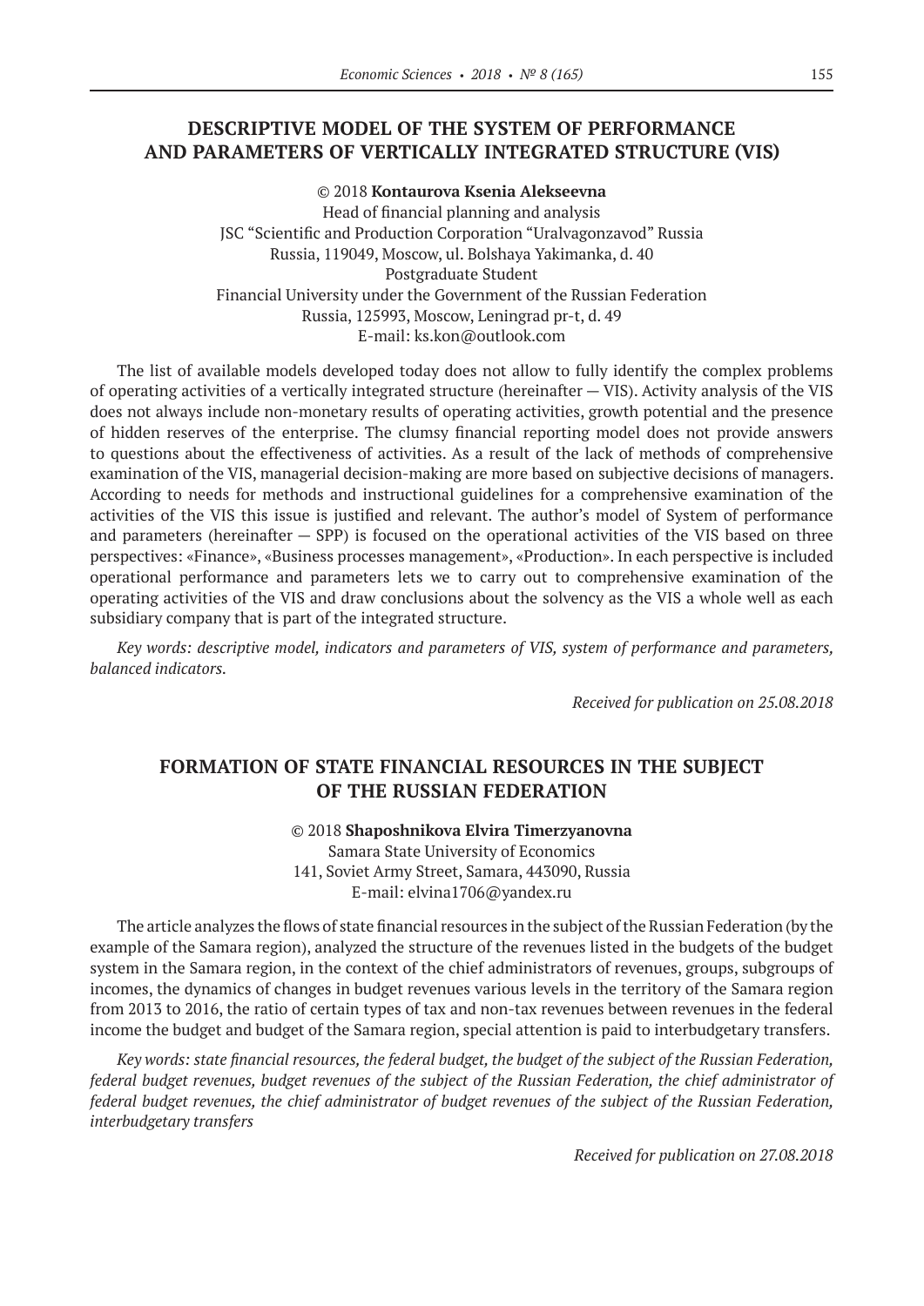## DESCRIPTIVE MODEL OF THE SYSTEM OF PERFORMANCE AND PARAMETERS OF VERTICALLY INTEGRATED STRUCTURE (VIS)

© 2018 **Kontaurova Ksenia Alekseevna**
Head of financial planning and analysis
JSC "Scientific and Production Corporation "Uralvagonzavod" Russia
Russia, 119049, Moscow, ul. Bolshaya Yakimanka, d. 40
Postgraduate Student
Financial University under the Government of the Russian Federation
Russia, 125993, Moscow, Leningrad pr-t, d. 49
E-mail: ks.kon@outlook.com

The list of available models developed today does not allow to fully identify the complex problems of operating activities of a vertically integrated structure (hereinafter — VIS). Activity analysis of the VIS does not always include non-monetary results of operating activities, growth potential and the presence of hidden reserves of the enterprise. The clumsy financial reporting model does not provide answers to questions about the effectiveness of activities. As a result of the lack of methods of comprehensive examination of the VIS, managerial decision-making are more based on subjective decisions of managers. According to needs for methods and instructional guidelines for a comprehensive examination of the activities of the VIS this issue is justified and relevant. The author's model of System of performance and parameters (hereinafter — SPP) is focused on the operational activities of the VIS based on three perspectives: «Finance», «Business processes management», «Production». In each perspective is included operational performance and parameters lets we to carry out to comprehensive examination of the operating activities of the VIS and draw conclusions about the solvency as the VIS a whole well as each subsidiary company that is part of the integrated structure.

*Key words: descriptive model, indicators and parameters of VIS, system of performance and parameters, balanced indicators.*

*Received for publication on 25.08.2018*

## FORMATION OF STATE FINANCIAL RESOURCES IN THE SUBJECT OF THE RUSSIAN FEDERATION

© 2018 **Shaposhnikova Elvira Timerzyanovna**
Samara State University of Economics
141, Soviet Army Street, Samara, 443090, Russia
E-mail: elvina1706@yandex.ru

The article analyzes the flows of state financial resources in the subject of the Russian Federation (by the example of the Samara region), analyzed the structure of the revenues listed in the budgets of the budget system in the Samara region, in the context of the chief administrators of revenues, groups, subgroups of incomes, the dynamics of changes in budget revenues various levels in the territory of the Samara region from 2013 to 2016, the ratio of certain types of tax and non-tax revenues between revenues in the federal income the budget and budget of the Samara region, special attention is paid to interbudgetary transfers.

*Key words: state financial resources, the federal budget, the budget of the subject of the Russian Federation, federal budget revenues, budget revenues of the subject of the Russian Federation, the chief administrator of federal budget revenues, the chief administrator of budget revenues of the subject of the Russian Federation, interbudgetary transfers*

*Received for publication on 27.08.2018*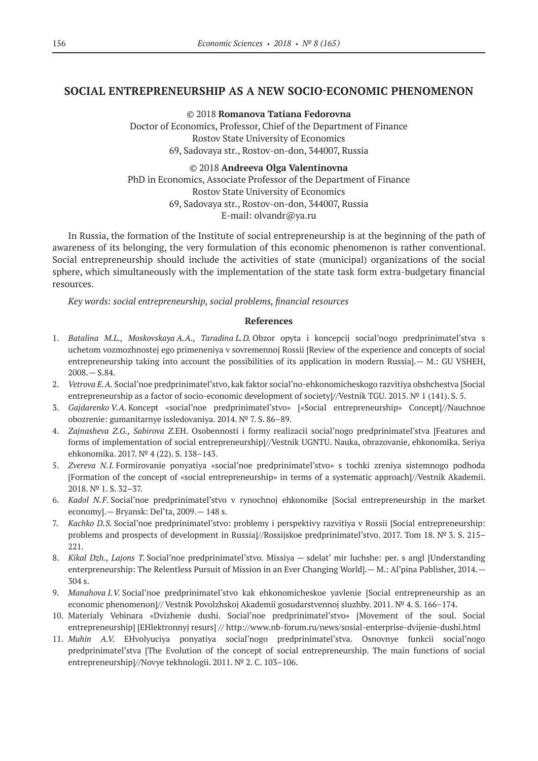## SOCIAL ENTREPRENEURSHIP AS A NEW SOCIO-ECONOMIC PHENOMENON

© 2018 **Romanova Tatiana Fedorovna**
Doctor of Economics, Professor, Chief of the Department of Finance
Rostov State University of Economics
69, Sadovaya str., Rostov-on-don, 344007, Russia

© 2018 **Andreeva Olga Valentinovna**
PhD in Economics, Associate Professor of the Department of Finance
Rostov State University of Economics
69, Sadovaya str., Rostov-on-don, 344007, Russia
E-mail: olvandr@ya.ru

In Russia, the formation of the Institute of social entrepreneurship is at the beginning of the path of awareness of its belonging, the very formulation of this economic phenomenon is rather conventional. Social entrepreneurship should include the activities of state (municipal) organizations of the social sphere, which simultaneously with the implementation of the state task form extra-budgetary financial resources.

*Key words: social entrepreneurship, social problems, financial resources*

### References

1. *Batalina M.L., Moskovskaya A.A., Taradina L.D.* Obzor opyta i koncepcij social'nogo predprinimatel'stva s uchetom vozmozhnostej ego primeneniya v sovremennoj Rossii [Review of the experience and concepts of social entrepreneurship taking into account the possibilities of its application in modern Russia].— M.: GU VSHEH, 2008.— S.84.
2. *Vetrova E.A.* Social'noe predprinimatel'stvo, kak faktor social'no-ehkonomicheskogo razvitiya obshchestva [Social entrepreneurship as a factor of socio-economic development of society]//Vestnik TGU. 2015. № 1 (141). S. 5.
3. *Gajdarenko V.A.* Koncept «social'noe predprinimatel'stvo» [«Social entrepreneurship» Concept]//Nauchnoe obozrenie: gumanitarnye issledovaniya. 2014. № 7. S. 86–89.
4. *Zajnasheva Z.G., Sabirova Z.*EH. Osobennosti i formy realizacii social'nogo predprinimatel'stva [Features and forms of implementation of social entrepreneurship]//Vestnik UGNTU. Nauka, obrazovanie, ehkonomika. Seriya ehkonomika. 2017. № 4 (22). S. 138–143.
5. *Zvereva N.I.* Formirovanie ponyatiya «social'noe predprinimatel'stvo» s tochki zreniya sistemnogo podhoda [Formation of the concept of «social entrepreneurship» in terms of a systematic approach]//Vestnik Akademii. 2018. № 1. S. 32–37.
6. *Kadol N.F.* Social'noe predprinimatel'stvo v rynochnoj ehkonomike [Social entrepreneurship in the market economy].— Bryansk: Del'ta, 2009.— 148 s.
7. *Kachko D.S.* Social'noe predprinimatel'stvo: problemy i perspektivy razvitiya v Rossii [Social entrepreneurship: problems and prospects of development in Russia]//Rossijskoe predprinimatel'stvo. 2017. Tom 18. № 3. S. 215–221.
8. *Kikal Dzh., Lajons T.* Social'noe predprinimatel'stvo. Missiya — sdelat' mir luchshe: per. s angl [Understanding enterpreneurship: The Relentless Pursuit of Mission in an Ever Changing World].— M.: Al'pina Pablisher, 2014.— 304 s.
9. *Manahova I.V.* Social'noe predprinimatel'stvo kak ehkonomicheskoe yavlenie [Social entrepreneurship as an economic phenomenon]// Vestnik Povolzhskoj Akademii gosudarstvennoj sluzhby. 2011. № 4. S. 166–174.
10. Materialy Vebinara «Dvizhenie dushi. Social'noe predprinimatel'stvo» [Movement of the soul. Social entrepreneurship] [EHlektronnyj resurs] // http://www.nb-forum.ru/news/sosial-enterprise-dvijenie-dushi.html
11. *Muhin A.V.* EHvolyuciya ponyatiya social'nogo predprinimatel'stva. Osnovnye funkcii social'nogo predprinimatel'stva [The Evolution of the concept of social entrepreneurship. The main functions of social entrepreneurship]//Novye tekhnologii. 2011. № 2. C. 103–106.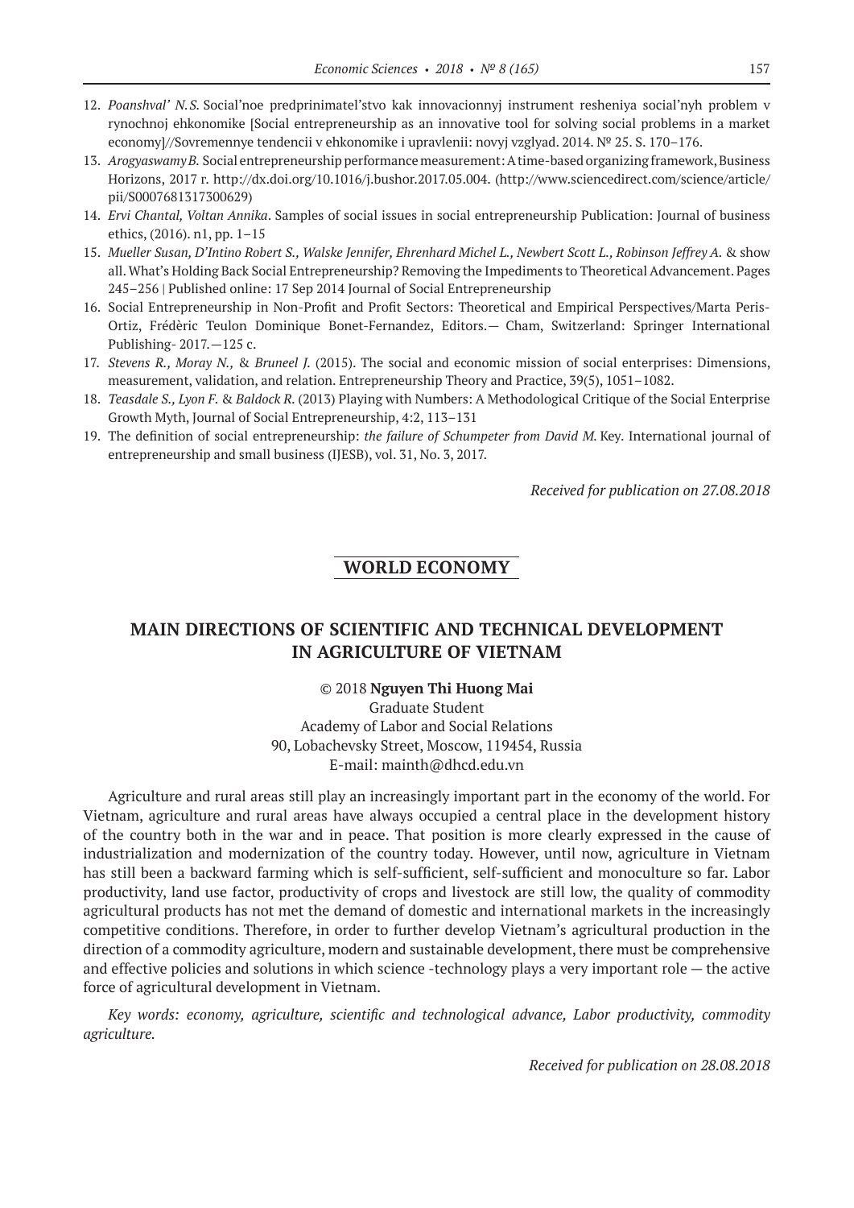12. *Poanshval' N.S.* Social'noe predprinimatel'stvo kak innovacionnyj instrument resheniya social'nyh problem v rynochnoj ehkonomike [Social entrepreneurship as an innovative tool for solving social problems in a market economy]//Sovremennye tendencii v ehkonomike i upravlenii: novyj vzglyad. 2014. № 25. S. 170–176.
13. *Arogyaswamy B.* Social entrepreneurship performance measurement: A time-based organizing framework, Business Horizons, 2017 г. http://dx.doi.org/10.1016/j.bushor.2017.05.004. (http://www.sciencedirect.com/science/article/pii/S0007681317300629)
14. *Ervi Chantal, Voltan Annika*. Samples of social issues in social entrepreneurship Publication: Journal of business ethics, (2016). n1, pp. 1–15
15. *Mueller Susan, D'Intino Robert S., Walske Jennifer, Ehrenhard Michel L., Newbert Scott L., Robinson Jeffrey A.* & show all. What's Holding Back Social Entrepreneurship? Removing the Impediments to Theoretical Advancement. Pages 245–256 | Published online: 17 Sep 2014 Journal of Social Entrepreneurship
16. Social Entrepreneurship in Non-Profit and Profit Sectors: Theoretical and Empirical Perspectives/Marta Peris-Ortiz, Frédèric Teulon Dominique Bonet-Fernandez, Editors.— Cham, Switzerland: Springer International Publishing- 2017.—125 c.
17. *Stevens R., Moray N.,* & *Bruneel J.* (2015). The social and economic mission of social enterprises: Dimensions, measurement, validation, and relation. Entrepreneurship Theory and Practice, 39(5), 1051–1082.
18. *Teasdale S., Lyon F.* & *Baldock R.* (2013) Playing with Numbers: A Methodological Critique of the Social Enterprise Growth Myth, Journal of Social Entrepreneurship, 4:2, 113–131
19. The definition of social entrepreneurship: *the failure of Schumpeter from David M.* Key. International journal of entrepreneurship and small business (IJESB), vol. 31, No. 3, 2017.

*Received for publication on 27.08.2018*

## WORLD ECONOMY

# MAIN DIRECTIONS OF SCIENTIFIC AND TECHNICAL DEVELOPMENT IN AGRICULTURE OF VIETNAM

© 2018 **Nguyen Thi Huong Mai**
Graduate Student
Academy of Labor and Social Relations
90, Lobachevsky Street, Moscow, 119454, Russia
E-mail: mainth@dhcd.edu.vn

Agriculture and rural areas still play an increasingly important part in the economy of the world. For Vietnam, agriculture and rural areas have always occupied a central place in the development history of the country both in the war and in peace. That position is more clearly expressed in the cause of industrialization and modernization of the country today. However, until now, agriculture in Vietnam has still been a backward farming which is self-sufficient, self-sufficient and monoculture so far. Labor productivity, land use factor, productivity of crops and livestock are still low, the quality of commodity agricultural products has not met the demand of domestic and international markets in the increasingly competitive conditions. Therefore, in order to further develop Vietnam's agricultural production in the direction of a commodity agriculture, modern and sustainable development, there must be comprehensive and effective policies and solutions in which science -technology plays a very important role — the active force of agricultural development in Vietnam.

*Key words: economy, agriculture, scientific and technological advance, Labor productivity, commodity agriculture.*

*Received for publication on 28.08.2018*